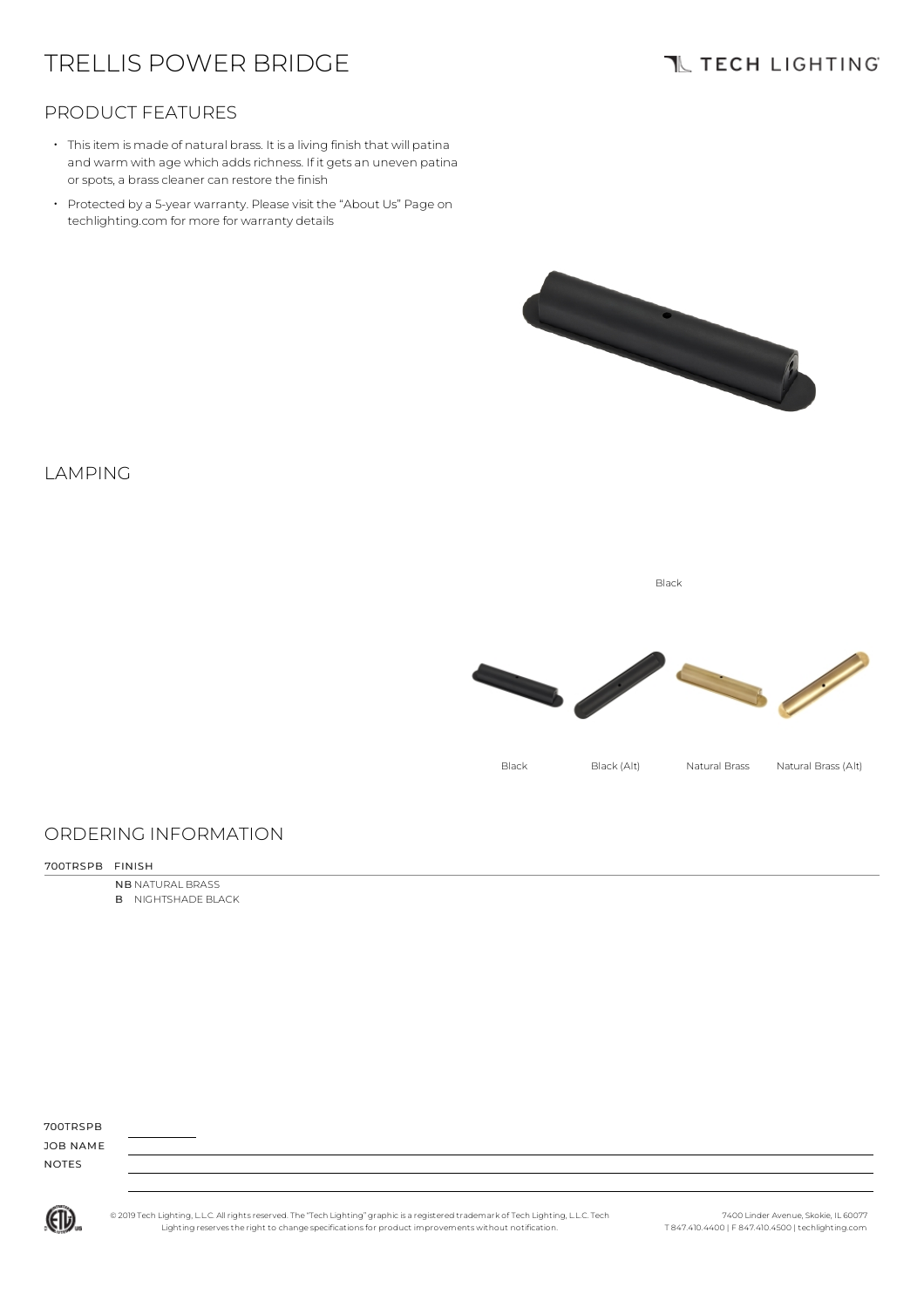# TRELLIS POWER BRIDGE

TECH LIGHTING

## PRODUCT FEATURES

- This item is made of natural brass. It is a living finish that will patina and warm with age which adds richness. If it gets an uneven patina or spots, a brass cleaner can restore the finish
- Protected by a 5-year warranty. Please visit the "About Us" Page on techlighting.com for more for warranty details

## LAMPING

Black

Black | Black (Alt) | Natural Brass | Natural Brass (Alt)

## ORDERING INFORMATION

700TRSPB FINISH

NB NATURAL BRASS
B NIGHTSHADE BLACK

700TRSPB ________

JOB NAME

NOTES

© 2019 Tech Lighting, L.L.C. All rights reserved. The "Tech Lighting" graphic is a registered trademark of Tech Lighting, L.L.C. Tech Lighting reserves the right to change specifications for product improvements without notification.

7400 Linder Avenue, Skokie, IL 60077
T 847.410.4400 | F 847.410.4500 | techlighting.com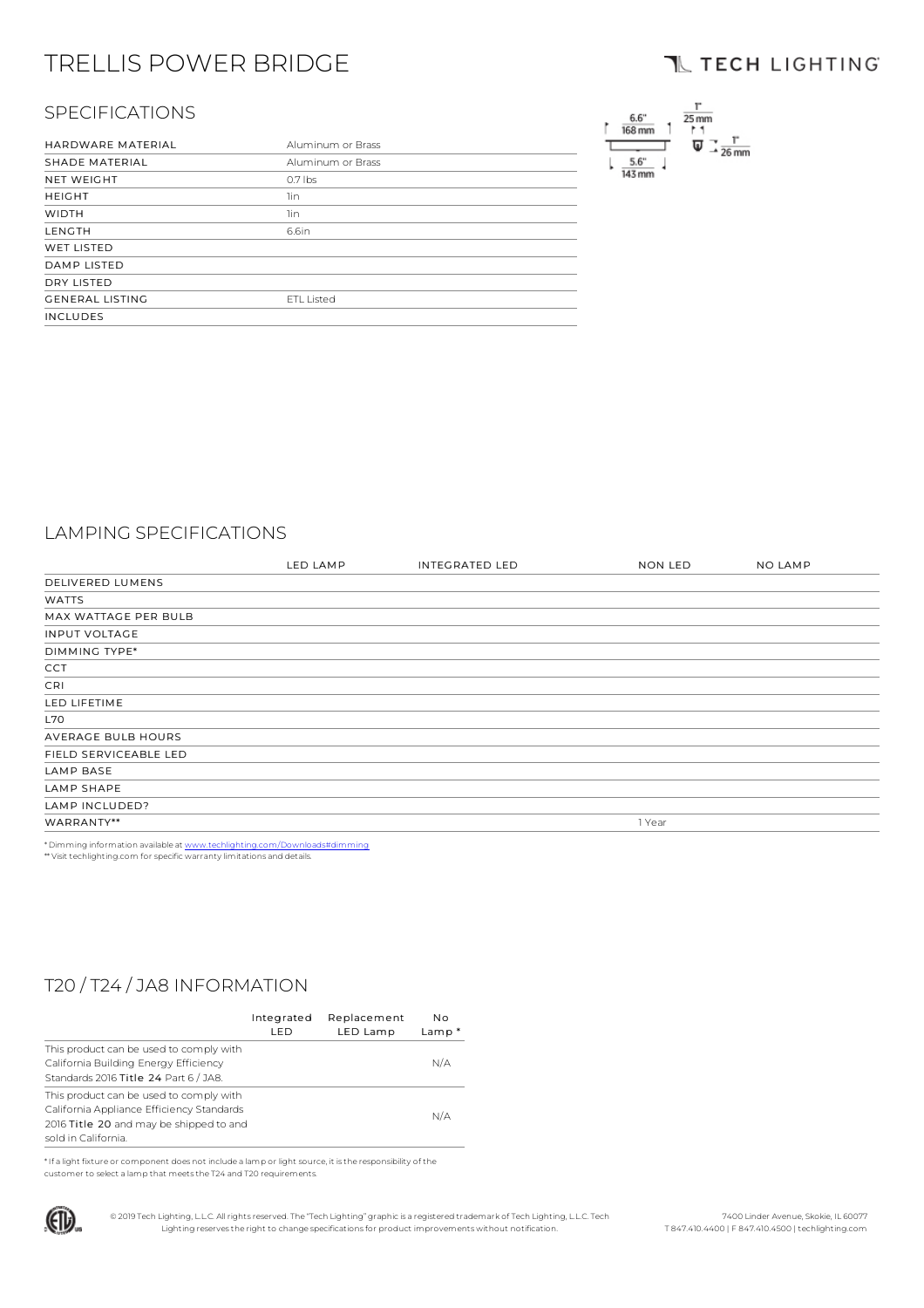# TRELLIS POWER BRIDGE

TECH LIGHTING

## SPECIFICATIONS

| | |
|---|---|
| HARDWARE MATERIAL | Aluminum or Brass |
| SHADE MATERIAL | Aluminum or Brass |
| NET WEIGHT | 0.7 lbs |
| HEIGHT | 1in |
| WIDTH | 1in |
| LENGTH | 6.6in |
| WET LISTED | |
| DAMP LISTED | |
| DRY LISTED | |
| GENERAL LISTING | ETL Listed |
| INCLUDES | |

6.6"
168 mm
5.6"
143 mm
1"
25 mm
1"
26 mm

## LAMPING SPECIFICATIONS

| | LED LAMP | INTEGRATED LED | NON LED | NO LAMP |
|---|---|---|---|---|
| DELIVERED LUMENS | | | | |
| WATTS | | | | |
| MAX WATTAGE PER BULB | | | | |
| INPUT VOLTAGE | | | | |
| DIMMING TYPE* | | | | |
| CCT | | | | |
| CRI | | | | |
| LED LIFETIME | | | | |
| L70 | | | | |
| AVERAGE BULB HOURS | | | | |
| FIELD SERVICEABLE LED | | | | |
| LAMP BASE | | | | |
| LAMP SHAPE | | | | |
| LAMP INCLUDED? | | | | |
| WARRANTY** | | | 1 Year | |

* Dimming information available at www.techlighting.com/Downloads#dimming
** Visit techlighting.com for specific warranty limitations and details.

## T20 / T24 / JA8 INFORMATION

| | Integrated LED | Replacement LED Lamp | No Lamp * |
|---|---|---|---|
| This product can be used to comply with California Building Energy Efficiency Standards 2016 **Title 24** Part 6 / JA8. | | | N/A |
| This product can be used to comply with California Appliance Efficiency Standards 2016 **Title 20** and may be shipped to and sold in California. | | | N/A |

* If a light fixture or component does not include a lamp or light source, it is the responsibility of the customer to select a lamp that meets the T24 and T20 requirements.

© 2019 Tech Lighting, L.L.C. All rights reserved. The "Tech Lighting" graphic is a registered trademark of Tech Lighting, L.L.C. Tech Lighting reserves the right to change specifications for product improvements without notification.

7400 Linder Avenue, Skokie, IL 60077
T 847.410.4400 | F 847.410.4500 | techlighting.com